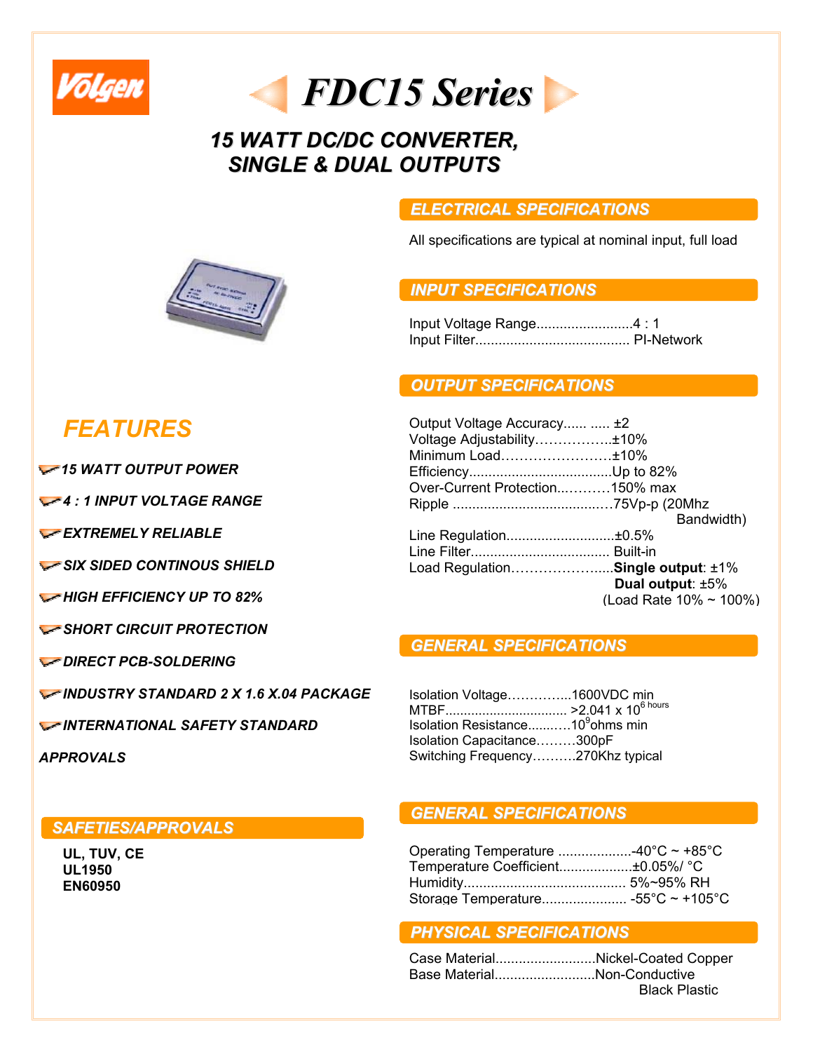Volgen

# FDC15 Series

## 15 WATT DC/DC CONVERTER, SINGLE & DUAL OUTPUTS

## FEATURES

- *15 WATT OUTPUT POWER*
- *4 : 1 INPUT VOLTAGE RANGE*
- *EXTREMELY RELIABLE*
- *SIX SIDED CONTINOUS SHIELD*
- *HIGH EFFICIENCY UP TO 82%*
- *SHORT CIRCUIT PROTECTION*
- *DIRECT PCB-SOLDERING*
- *INDUSTRY STANDARD 2 X 1.6 X.04 PACKAGE*
- *INTERNATIONAL SAFETY STANDARD APPROVALS*

### SAFETIES/APPROVALS

**UL, TUV, CE**
**UL1950**
**EN60950**

### ELECTRICAL SPECIFICATIONS

All specifications are typical at nominal input, full load

### INPUT SPECIFICATIONS

Input Voltage Range.........................4 : 1
Input Filter........................................ PI-Network

### OUTPUT SPECIFICATIONS

Output Voltage Accuracy...... ..... ±2
Voltage Adjustability……………..±10%
Minimum Load……………………±10%
Efficiency....................................Up to 82%
Over-Current Protection..………150% max
Ripple ....................................…75Vp-p (20Mhz Bandwidth)
Line Regulation...........................±0.5%
Line Filter.................................... Built-in
Load Regulation…………………....**Single output**: ±1%
**Dual output**: ±5%
(Load Rate 10% ~ 100%)

### GENERAL SPECIFICATIONS

Isolation Voltage…………....1600VDC min
MTBF................................ >2.041 x $10^{6}$ hours
Isolation Resistance..........…$10^{9}$ohms min
Isolation Capacitance………300pF
Switching Frequency……….270Khz typical

### GENERAL SPECIFICATIONS

Operating Temperature ...................-40°C ~ +85°C
Temperature Coefficient..................±0.05%/ °C
Humidity.......................................... 5%~95% RH
Storage Temperature...................... -55°C ~ +105°C

### PHYSICAL SPECIFICATIONS

Case Material..........................Nickel-Coated Copper
Base Material..........................Non-Conductive Black Plastic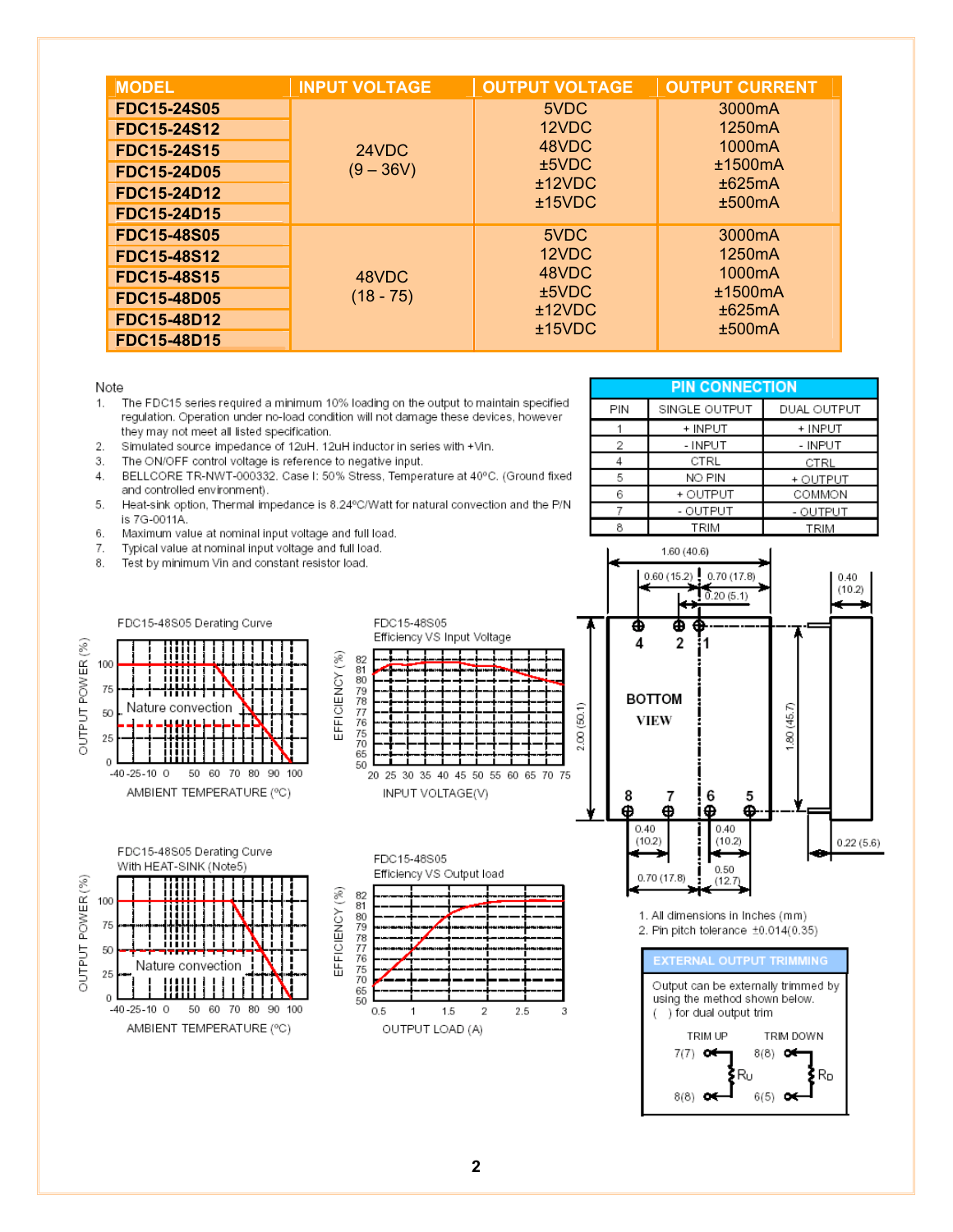| MODEL | INPUT VOLTAGE | OUTPUT VOLTAGE | OUTPUT CURRENT |
|---|---|---|---|
| FDC15-24S05 | 24VDC (9 – 36V) | 5VDC | 3000mA |
| FDC15-24S12 | | 12VDC | 1250mA |
| FDC15-24S15 | | 48VDC | 1000mA |
| FDC15-24D05 | | ±5VDC | ±1500mA |
| FDC15-24D12 | | ±12VDC | ±625mA |
| FDC15-24D15 | | ±15VDC | ±500mA |
| FDC15-48S05 | 48VDC (18 - 75) | 5VDC | 3000mA |
| FDC15-48S12 | | 12VDC | 1250mA |
| FDC15-48S15 | | 48VDC | 1000mA |
| FDC15-48D05 | | ±5VDC | ±1500mA |
| FDC15-48D12 | | ±12VDC | ±625mA |
| FDC15-48D15 | | ±15VDC | ±500mA |

Note

1. The FDC15 series required a minimum 10% loading on the output to maintain specified regulation. Operation under no-load condition will not damage these devices, however they may not meet all listed specification.
2. Simulated source impedance of 12uH. 12uH inductor in series with +Vin.
3. The ON/OFF control voltage is reference to negative input.
4. BELLCORE TR-NWT-000332. Case I: 50% Stress, Temperature at 40ºC. (Ground fixed and controlled environment).
5. Heat-sink option, Thermal impedance is 8.24ºC/Watt for natural convection and the P/N is 7G-0011A.
6. Maximum value at nominal input voltage and full load.
7. Typical value at nominal input voltage and full load.
8. Test by minimum Vin and constant resistor load.

| PIN CONNECTION | | |
|---|---|---|
| PIN | SINGLE OUTPUT | DUAL OUTPUT |
| 1 | + INPUT | + INPUT |
| 2 | - INPUT | - INPUT |
| 4 | CTRL | CTRL |
| 5 | NO PIN | + OUTPUT |
| 6 | + OUTPUT | COMMON |
| 7 | - OUTPUT | - OUTPUT |
| 8 | TRIM | TRIM |

FDC15-48S05 Derating Curve

OUTPUT POWER (%)
100
75
50
25
0
Nature convection
-40 -25 -10 0 50 60 70 80 90 100
AMBIENT TEMPERATURE (ºC)

FDC15-48S05
Efficiency VS Input Voltage

EFFICIENCY (%)
82 81 80 79 78 77 76 75 70 65 50
20 25 30 35 40 45 50 55 60 65 70 75
INPUT VOLTAGE(V)

FDC15-48S05 Derating Curve
With HEAT-SINK (Note5)

OUTPUT POWER (%)
100
75
50
25
0
Nature convection
-40 -25 -10 0 50 60 70 80 90 100
AMBIENT TEMPERATURE (ºC)

FDC15-48S05
Efficiency VS Output load

EFFICIENCY (%)
82 81 80 79 78 77 76 75 70 65 50
0.5 1 1.5 2 2.5 3
OUTPUT LOAD (A)

1.60 (40.6)
0.60 (15.2) 0.70 (17.8)
0.20 (5.1)
0.40 (10.2)
4 2 1
BOTTOM VIEW
2.00 (50.1)
1.80 (45.7)
8 7 6 5
0.40 (10.2)
0.40 (10.2)
0.22 (5.6)
0.70 (17.8)
0.50 (12.7)

1. All dimensions in Inches (mm)
2. Pin pitch tolerance ±0.014(0.35)

**EXTERNAL OUTPUT TRIMMING**

Output can be externally trimmed by using the method shown below.
( ) for dual output trim

TRIM UP
7(7)
$R_U$
8(8)

TRIM DOWN
8(8)
$R_D$
6(5)